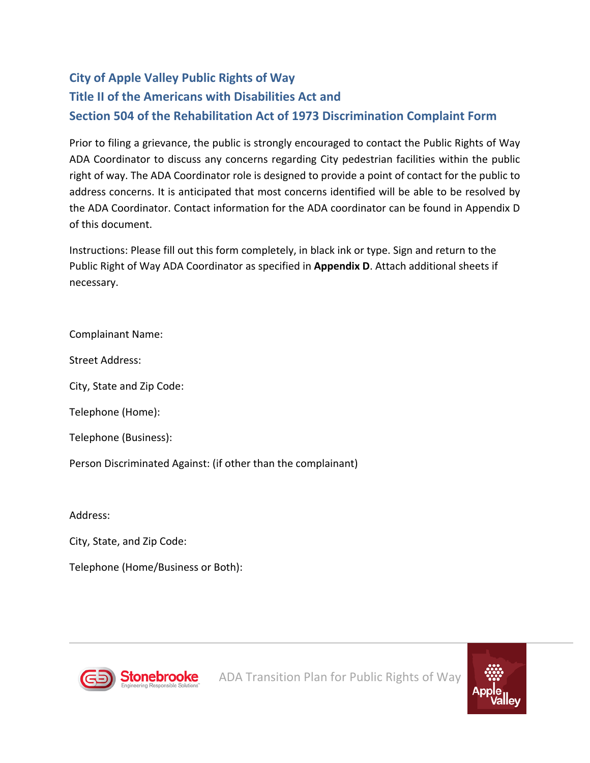# City of Apple Valley Public Rights of Way
# Title II of the Americans with Disabilities Act and
# Section 504 of the Rehabilitation Act of 1973 Discrimination Complaint Form

Prior to filing a grievance, the public is strongly encouraged to contact the Public Rights of Way ADA Coordinator to discuss any concerns regarding City pedestrian facilities within the public right of way. The ADA Coordinator role is designed to provide a point of contact for the public to address concerns. It is anticipated that most concerns identified will be able to be resolved by the ADA Coordinator. Contact information for the ADA coordinator can be found in Appendix D of this document.

Instructions: Please fill out this form completely, in black ink or type. Sign and return to the Public Right of Way ADA Coordinator as specified in **Appendix D**. Attach additional sheets if necessary.

Complainant Name:

Street Address:

City, State and Zip Code:

Telephone (Home):

Telephone (Business):

Person Discriminated Against: (if other than the complainant)

Address:

City, State, and Zip Code:

Telephone (Home/Business or Both):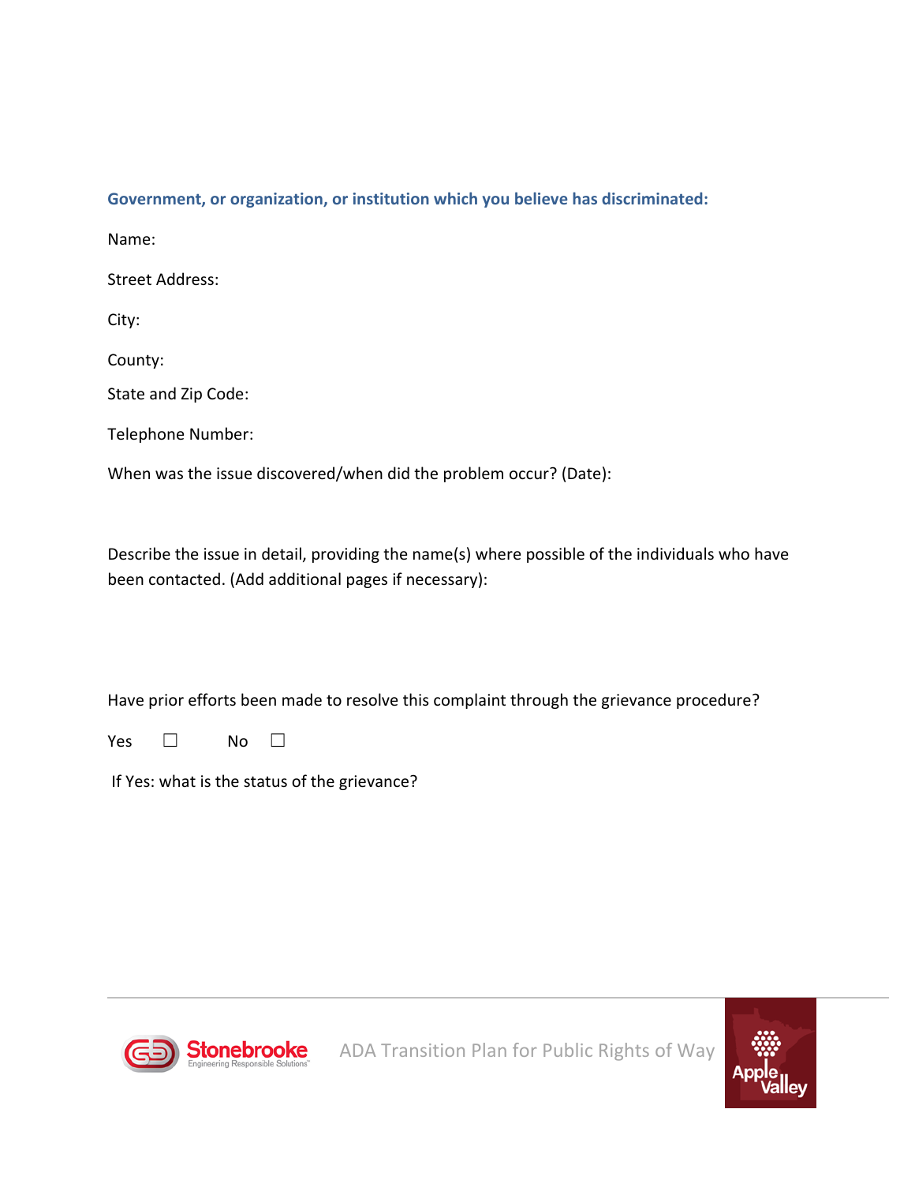**Government, or organization, or institution which you believe has discriminated:**

Name:

Street Address:

City:

County:

State and Zip Code:

Telephone Number:

When was the issue discovered/when did the problem occur? (Date):

Describe the issue in detail, providing the name(s) where possible of the individuals who have been contacted. (Add additional pages if necessary):

Have prior efforts been made to resolve this complaint through the grievance procedure?

Yes ☐ No ☐

If Yes: what is the status of the grievance?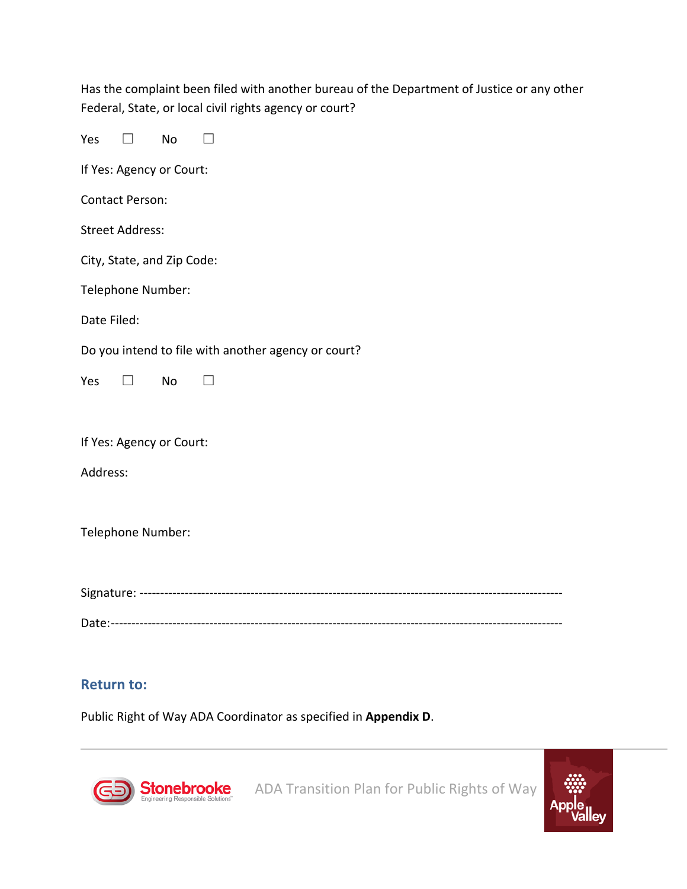Has the complaint been filed with another bureau of the Department of Justice or any other Federal, State, or local civil rights agency or court?

Yes ☐ No ☐

If Yes: Agency or Court:

Contact Person:

Street Address:

City, State, and Zip Code:

Telephone Number:

Date Filed:

Do you intend to file with another agency or court?

Yes ☐ No ☐

If Yes: Agency or Court:

Address:

Telephone Number:

Signature: ----------------------------------------------------------------------------------------------------

Date:---------------------------------------------------------------------------------------------------------

## Return to:

Public Right of Way ADA Coordinator as specified in **Appendix D**.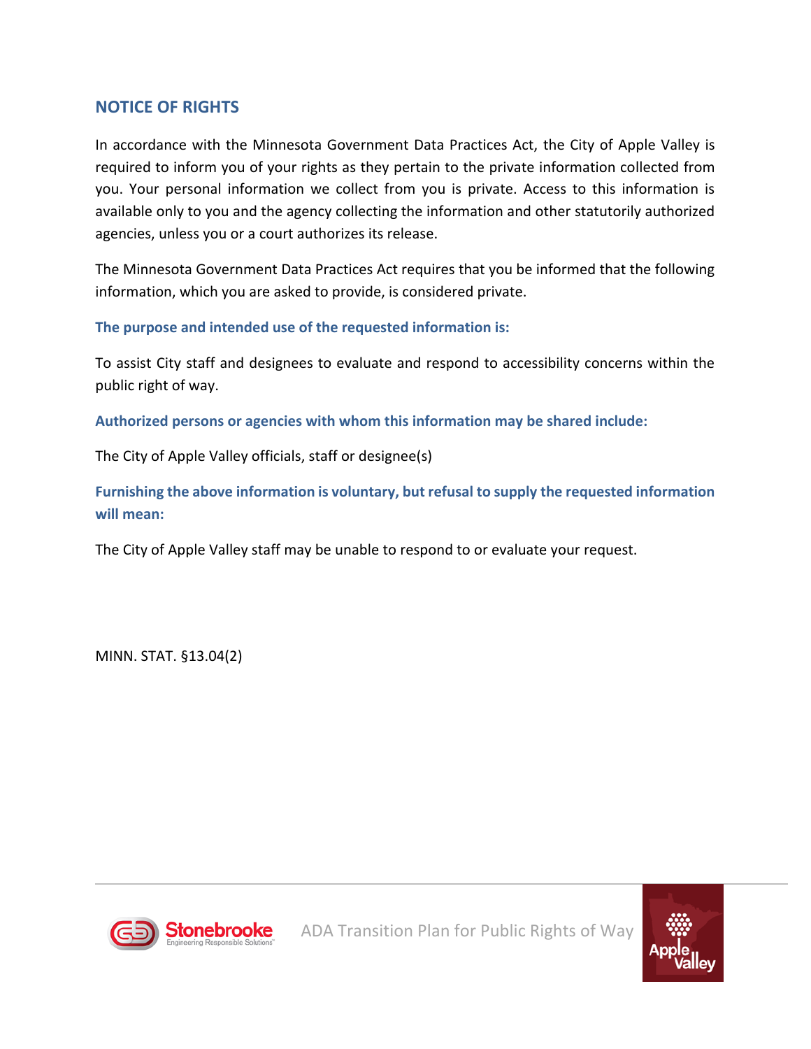## NOTICE OF RIGHTS

In accordance with the Minnesota Government Data Practices Act, the City of Apple Valley is required to inform you of your rights as they pertain to the private information collected from you. Your personal information we collect from you is private. Access to this information is available only to you and the agency collecting the information and other statutorily authorized agencies, unless you or a court authorizes its release.

The Minnesota Government Data Practices Act requires that you be informed that the following information, which you are asked to provide, is considered private.

**The purpose and intended use of the requested information is:**

To assist City staff and designees to evaluate and respond to accessibility concerns within the public right of way.

**Authorized persons or agencies with whom this information may be shared include:**

The City of Apple Valley officials, staff or designee(s)

**Furnishing the above information is voluntary, but refusal to supply the requested information will mean:**

The City of Apple Valley staff may be unable to respond to or evaluate your request.

MINN. STAT. §13.04(2)